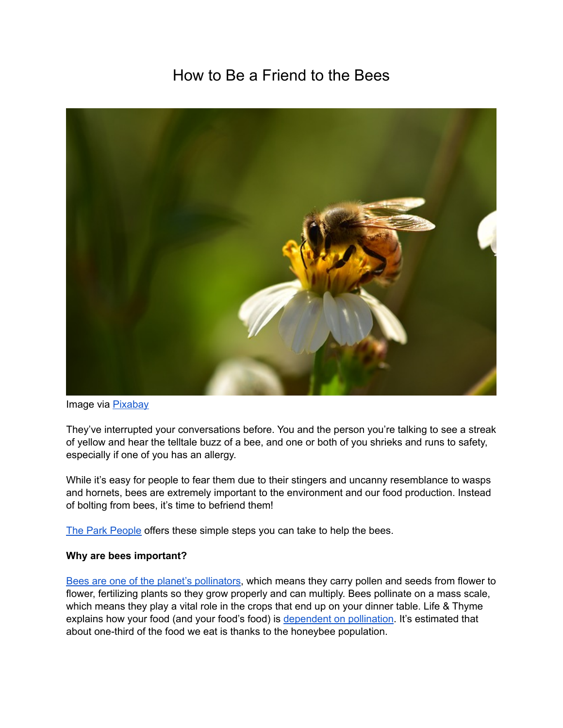# How to Be a Friend to the Bees

Image via Pixabay

They've interrupted your conversations before. You and the person you're talking to see a streak of yellow and hear the telltale buzz of a bee, and one or both of you shrieks and runs to safety, especially if one of you has an allergy.

While it's easy for people to fear them due to their stingers and uncanny resemblance to wasps and hornets, bees are extremely important to the environment and our food production. Instead of bolting from bees, it's time to befriend them!

The Park People offers these simple steps you can take to help the bees.

**Why are bees important?**

Bees are one of the planet's pollinators, which means they carry pollen and seeds from flower to flower, fertilizing plants so they grow properly and can multiply. Bees pollinate on a mass scale, which means they play a vital role in the crops that end up on your dinner table. Life & Thyme explains how your food (and your food's food) is dependent on pollination. It's estimated that about one-third of the food we eat is thanks to the honeybee population.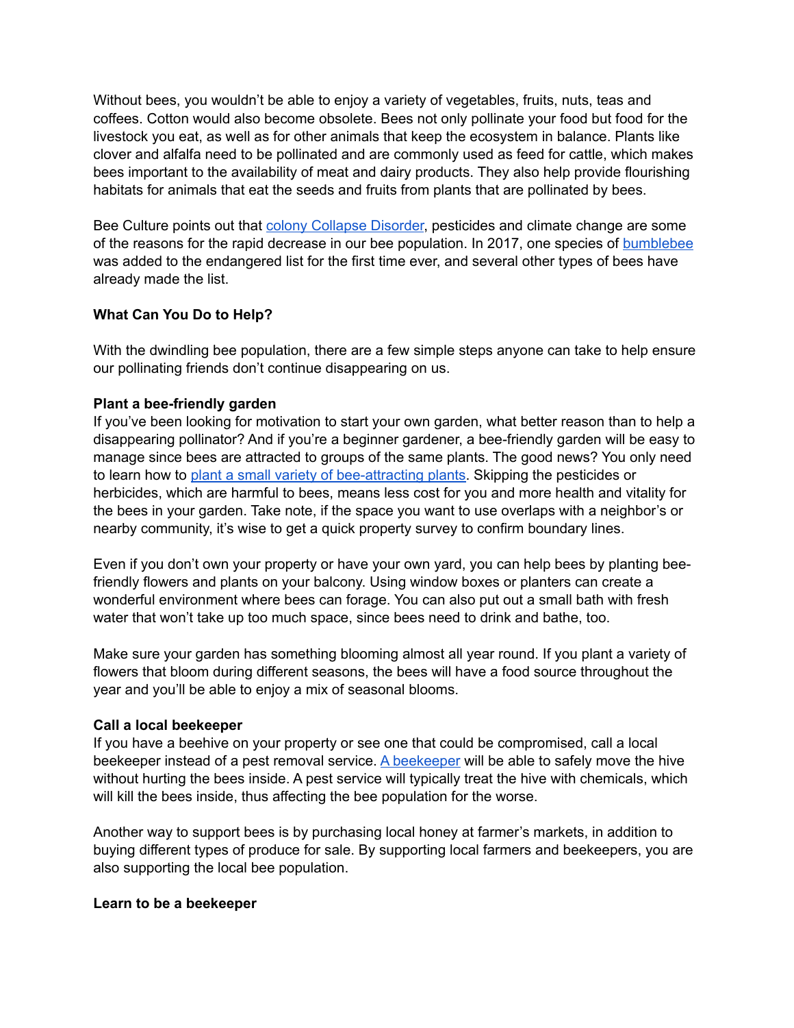Without bees, you wouldn't be able to enjoy a variety of vegetables, fruits, nuts, teas and coffees. Cotton would also become obsolete. Bees not only pollinate your food but food for the livestock you eat, as well as for other animals that keep the ecosystem in balance. Plants like clover and alfalfa need to be pollinated and are commonly used as feed for cattle, which makes bees important to the availability of meat and dairy products. They also help provide flourishing habitats for animals that eat the seeds and fruits from plants that are pollinated by bees.

Bee Culture points out that colony Collapse Disorder, pesticides and climate change are some of the reasons for the rapid decrease in our bee population. In 2017, one species of bumblebee was added to the endangered list for the first time ever, and several other types of bees have already made the list.

**What Can You Do to Help?**

With the dwindling bee population, there are a few simple steps anyone can take to help ensure our pollinating friends don't continue disappearing on us.

**Plant a bee-friendly garden**

If you've been looking for motivation to start your own garden, what better reason than to help a disappearing pollinator? And if you're a beginner gardener, a bee-friendly garden will be easy to manage since bees are attracted to groups of the same plants. The good news? You only need to learn how to plant a small variety of bee-attracting plants. Skipping the pesticides or herbicides, which are harmful to bees, means less cost for you and more health and vitality for the bees in your garden. Take note, if the space you want to use overlaps with a neighbor's or nearby community, it's wise to get a quick property survey to confirm boundary lines.

Even if you don't own your property or have your own yard, you can help bees by planting bee-friendly flowers and plants on your balcony. Using window boxes or planters can create a wonderful environment where bees can forage. You can also put out a small bath with fresh water that won't take up too much space, since bees need to drink and bathe, too.

Make sure your garden has something blooming almost all year round. If you plant a variety of flowers that bloom during different seasons, the bees will have a food source throughout the year and you'll be able to enjoy a mix of seasonal blooms.

**Call a local beekeeper**

If you have a beehive on your property or see one that could be compromised, call a local beekeeper instead of a pest removal service. A beekeeper will be able to safely move the hive without hurting the bees inside. A pest service will typically treat the hive with chemicals, which will kill the bees inside, thus affecting the bee population for the worse.

Another way to support bees is by purchasing local honey at farmer's markets, in addition to buying different types of produce for sale. By supporting local farmers and beekeepers, you are also supporting the local bee population.

**Learn to be a beekeeper**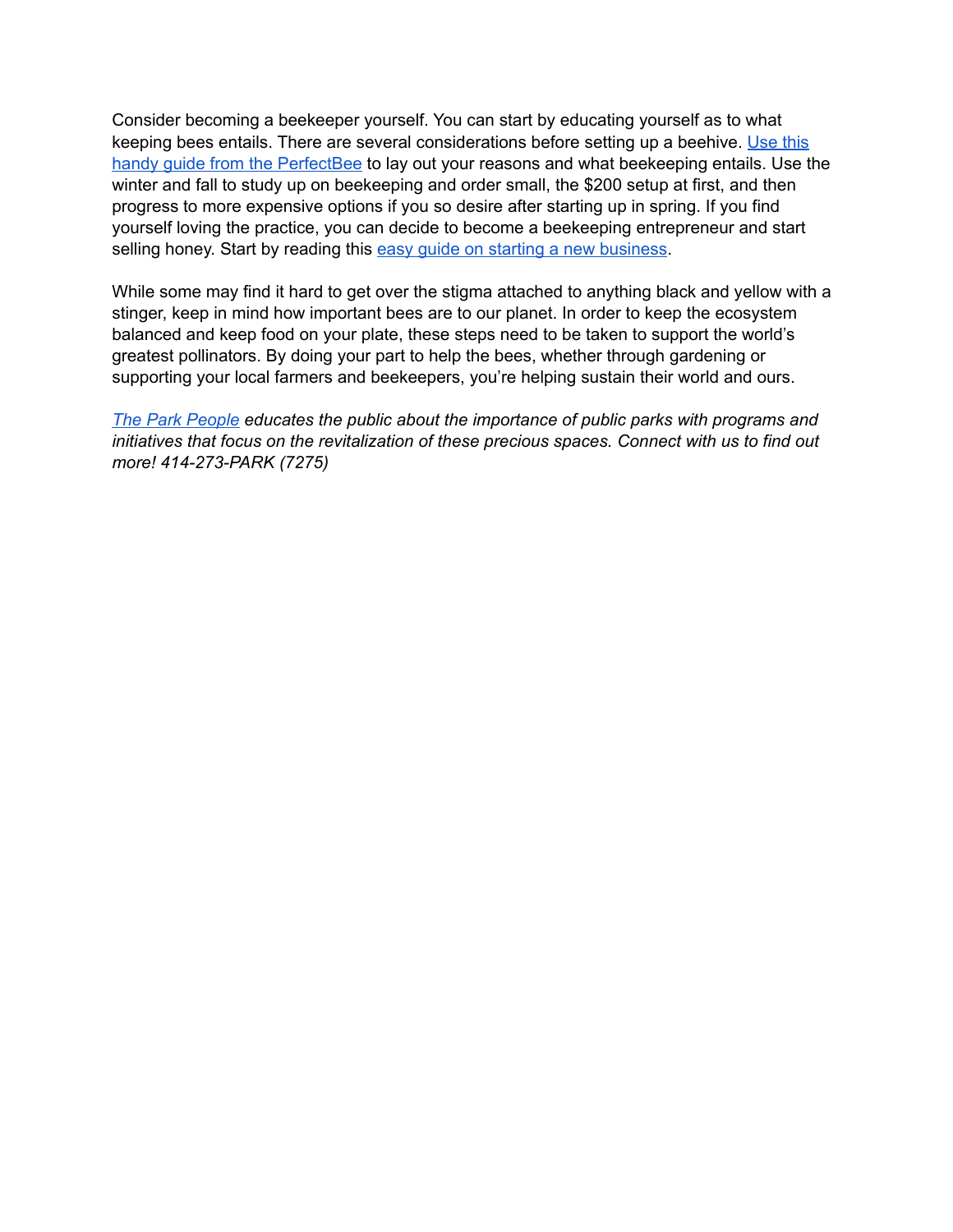Consider becoming a beekeeper yourself. You can start by educating yourself as to what keeping bees entails. There are several considerations before setting up a beehive. Use this handy guide from the PerfectBee to lay out your reasons and what beekeeping entails. Use the winter and fall to study up on beekeeping and order small, the $200 setup at first, and then progress to more expensive options if you so desire after starting up in spring. If you find yourself loving the practice, you can decide to become a beekeeping entrepreneur and start selling honey. Start by reading this easy guide on starting a new business.

While some may find it hard to get over the stigma attached to anything black and yellow with a stinger, keep in mind how important bees are to our planet. In order to keep the ecosystem balanced and keep food on your plate, these steps need to be taken to support the world's greatest pollinators. By doing your part to help the bees, whether through gardening or supporting your local farmers and beekeepers, you're helping sustain their world and ours.

*The Park People educates the public about the importance of public parks with programs and initiatives that focus on the revitalization of these precious spaces. Connect with us to find out more! 414-273-PARK (7275)*